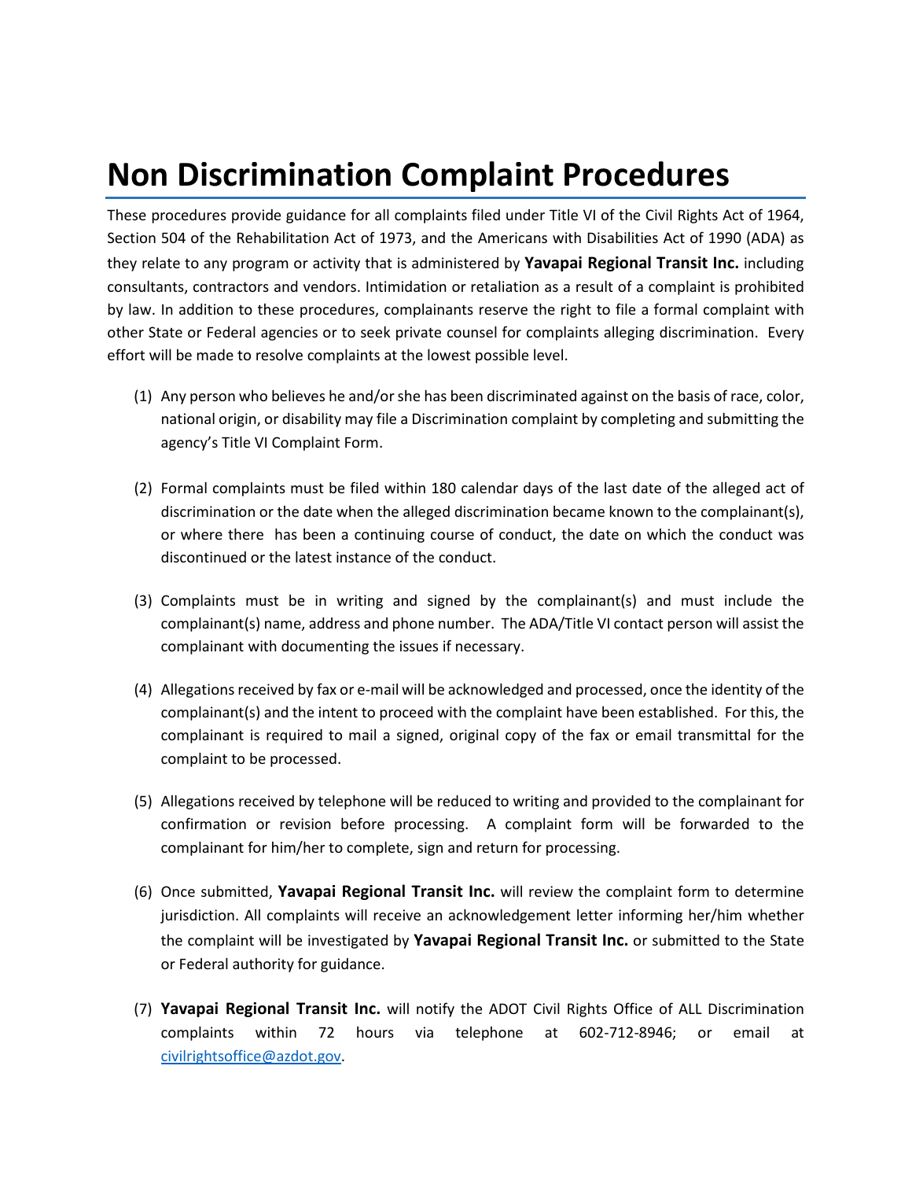# Non Discrimination Complaint Procedures

These procedures provide guidance for all complaints filed under Title VI of the Civil Rights Act of 1964, Section 504 of the Rehabilitation Act of 1973, and the Americans with Disabilities Act of 1990 (ADA) as they relate to any program or activity that is administered by **Yavapai Regional Transit Inc.** including consultants, contractors and vendors. Intimidation or retaliation as a result of a complaint is prohibited by law. In addition to these procedures, complainants reserve the right to file a formal complaint with other State or Federal agencies or to seek private counsel for complaints alleging discrimination. Every effort will be made to resolve complaints at the lowest possible level.

(1) Any person who believes he and/or she has been discriminated against on the basis of race, color, national origin, or disability may file a Discrimination complaint by completing and submitting the agency's Title VI Complaint Form.

(2) Formal complaints must be filed within 180 calendar days of the last date of the alleged act of discrimination or the date when the alleged discrimination became known to the complainant(s), or where there has been a continuing course of conduct, the date on which the conduct was discontinued or the latest instance of the conduct.

(3) Complaints must be in writing and signed by the complainant(s) and must include the complainant(s) name, address and phone number. The ADA/Title VI contact person will assist the complainant with documenting the issues if necessary.

(4) Allegations received by fax or e-mail will be acknowledged and processed, once the identity of the complainant(s) and the intent to proceed with the complaint have been established. For this, the complainant is required to mail a signed, original copy of the fax or email transmittal for the complaint to be processed.

(5) Allegations received by telephone will be reduced to writing and provided to the complainant for confirmation or revision before processing. A complaint form will be forwarded to the complainant for him/her to complete, sign and return for processing.

(6) Once submitted, **Yavapai Regional Transit Inc.** will review the complaint form to determine jurisdiction. All complaints will receive an acknowledgement letter informing her/him whether the complaint will be investigated by **Yavapai Regional Transit Inc.** or submitted to the State or Federal authority for guidance.

(7) **Yavapai Regional Transit Inc.** will notify the ADOT Civil Rights Office of ALL Discrimination complaints within 72 hours via telephone at 602-712-8946; or email at civilrightsoffice@azdot.gov.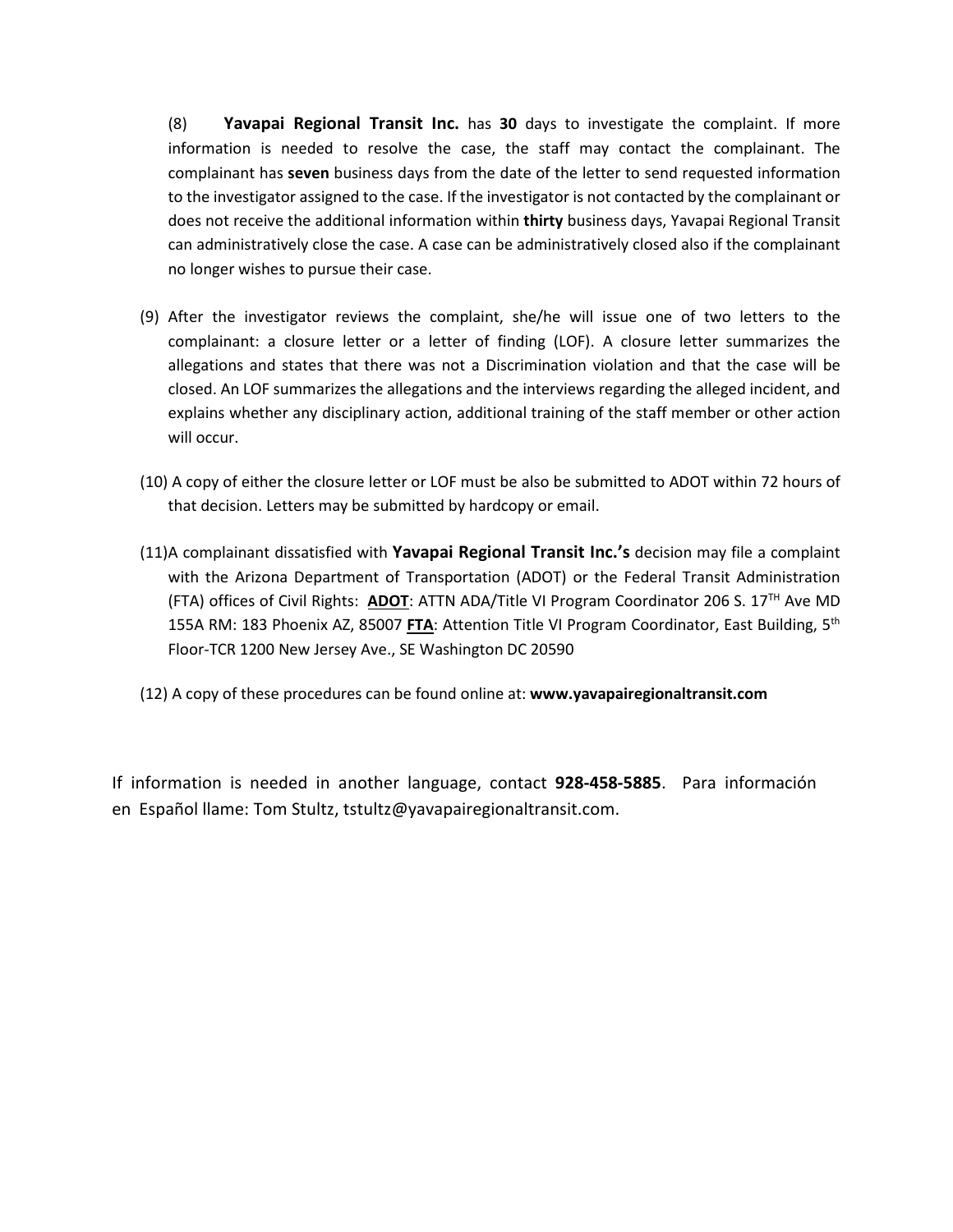(8) **Yavapai Regional Transit Inc.** has **30** days to investigate the complaint. If more information is needed to resolve the case, the staff may contact the complainant. The complainant has **seven** business days from the date of the letter to send requested information to the investigator assigned to the case. If the investigator is not contacted by the complainant or does not receive the additional information within **thirty** business days, Yavapai Regional Transit can administratively close the case. A case can be administratively closed also if the complainant no longer wishes to pursue their case.

(9) After the investigator reviews the complaint, she/he will issue one of two letters to the complainant: a closure letter or a letter of finding (LOF). A closure letter summarizes the allegations and states that there was not a Discrimination violation and that the case will be closed. An LOF summarizes the allegations and the interviews regarding the alleged incident, and explains whether any disciplinary action, additional training of the staff member or other action will occur.

(10) A copy of either the closure letter or LOF must be also be submitted to ADOT within 72 hours of that decision. Letters may be submitted by hardcopy or email.

(11)A complainant dissatisfied with **Yavapai Regional Transit Inc.'s** decision may file a complaint with the Arizona Department of Transportation (ADOT) or the Federal Transit Administration (FTA) offices of Civil Rights: **ADOT**: ATTN ADA/Title VI Program Coordinator 206 S. 17TH Ave MD 155A RM: 183 Phoenix AZ, 85007 **FTA**: Attention Title VI Program Coordinator, East Building, 5th Floor-TCR 1200 New Jersey Ave., SE Washington DC 20590

(12) A copy of these procedures can be found online at: **www.yavapairegionaltransit.com**

If information is needed in another language, contact **928-458-5885**. Para información en Español llame: Tom Stultz, tstultz@yavapairegionaltransit.com.